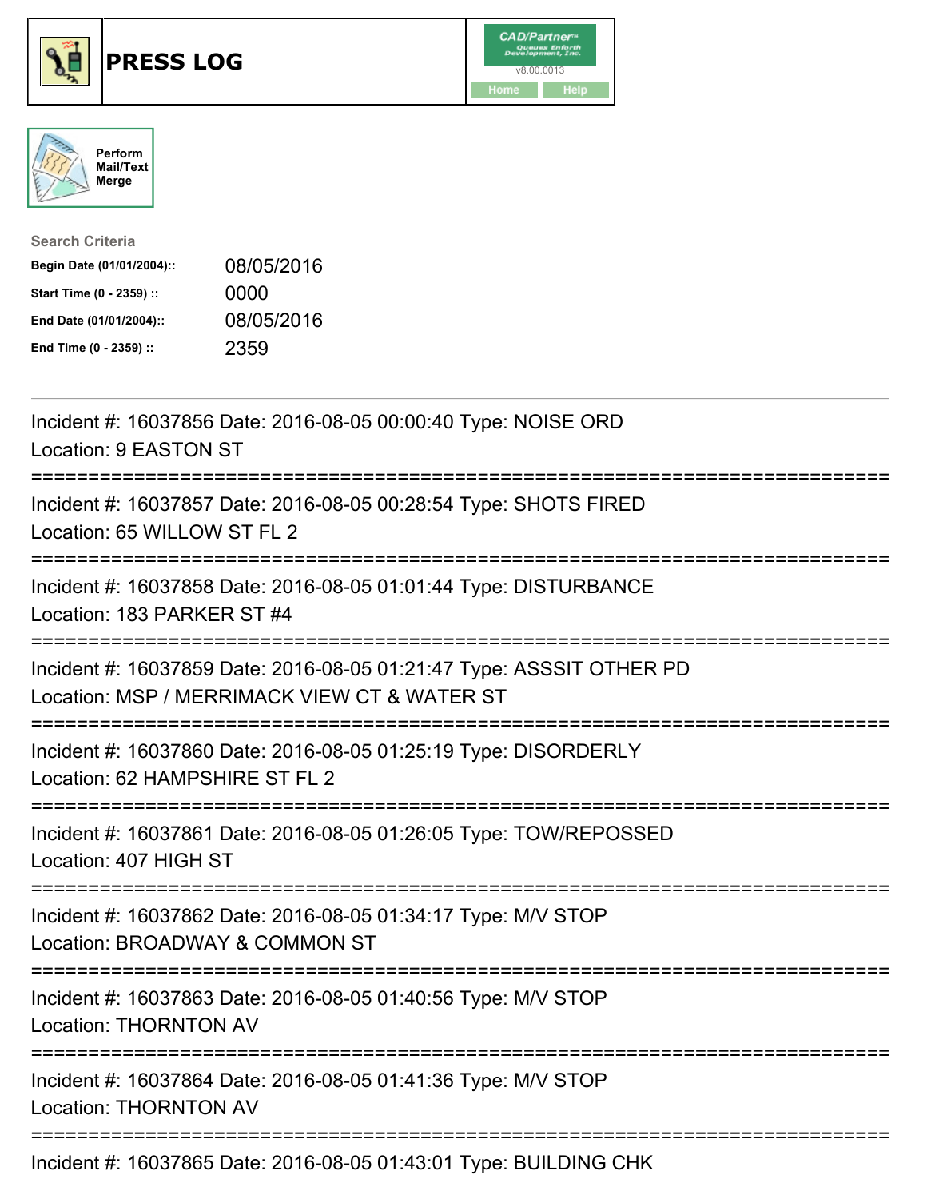# PRESS LOG

Perform Mail/Text Merge

**Search Criteria**

| | |
|---|---|
| **Begin Date (01/01/2004)::** | 08/05/2016 |
| **Start Time (0 - 2359) ::** | 0000 |
| **End Date (01/01/2004)::** | 08/05/2016 |
| **End Time (0 - 2359) ::** | 2359 |

---

Incident #: 16037856 Date: 2016-08-05 00:00:40 Type: NOISE ORD
Location: 9 EASTON ST

===========================================================================

Incident #: 16037857 Date: 2016-08-05 00:28:54 Type: SHOTS FIRED
Location: 65 WILLOW ST FL 2

===========================================================================

Incident #: 16037858 Date: 2016-08-05 01:01:44 Type: DISTURBANCE
Location: 183 PARKER ST #4

===========================================================================

Incident #: 16037859 Date: 2016-08-05 01:21:47 Type: ASSSIT OTHER PD
Location: MSP / MERRIMACK VIEW CT & WATER ST

===========================================================================

Incident #: 16037860 Date: 2016-08-05 01:25:19 Type: DISORDERLY
Location: 62 HAMPSHIRE ST FL 2

===========================================================================

Incident #: 16037861 Date: 2016-08-05 01:26:05 Type: TOW/REPOSSED
Location: 407 HIGH ST

===========================================================================

Incident #: 16037862 Date: 2016-08-05 01:34:17 Type: M/V STOP
Location: BROADWAY & COMMON ST

===========================================================================

Incident #: 16037863 Date: 2016-08-05 01:40:56 Type: M/V STOP
Location: THORNTON AV

===========================================================================

Incident #: 16037864 Date: 2016-08-05 01:41:36 Type: M/V STOP
Location: THORNTON AV

===========================================================================

Incident #: 16037865 Date: 2016-08-05 01:43:01 Type: BUILDING CHK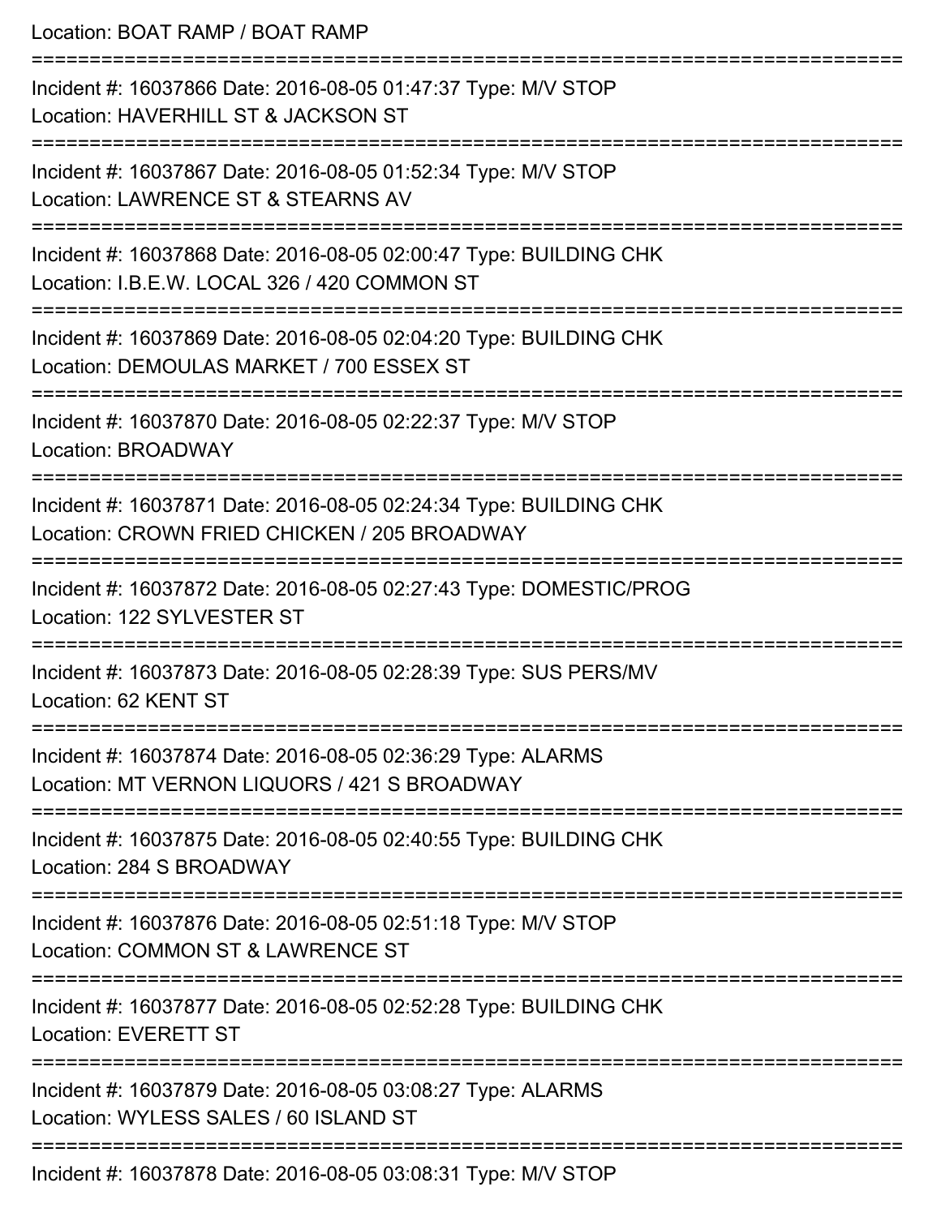Location: BOAT RAMP / BOAT RAMP

===========================================================================

Incident #: 16037866 Date: 2016-08-05 01:47:37 Type: M/V STOP
Location: HAVERHILL ST & JACKSON ST

===========================================================================

Incident #: 16037867 Date: 2016-08-05 01:52:34 Type: M/V STOP
Location: LAWRENCE ST & STEARNS AV

===========================================================================

Incident #: 16037868 Date: 2016-08-05 02:00:47 Type: BUILDING CHK
Location: I.B.E.W. LOCAL 326 / 420 COMMON ST

===========================================================================

Incident #: 16037869 Date: 2016-08-05 02:04:20 Type: BUILDING CHK
Location: DEMOULAS MARKET / 700 ESSEX ST

===========================================================================

Incident #: 16037870 Date: 2016-08-05 02:22:37 Type: M/V STOP
Location: BROADWAY

===========================================================================

Incident #: 16037871 Date: 2016-08-05 02:24:34 Type: BUILDING CHK
Location: CROWN FRIED CHICKEN / 205 BROADWAY

===========================================================================

Incident #: 16037872 Date: 2016-08-05 02:27:43 Type: DOMESTIC/PROG
Location: 122 SYLVESTER ST

===========================================================================

Incident #: 16037873 Date: 2016-08-05 02:28:39 Type: SUS PERS/MV
Location: 62 KENT ST

===========================================================================

Incident #: 16037874 Date: 2016-08-05 02:36:29 Type: ALARMS
Location: MT VERNON LIQUORS / 421 S BROADWAY

===========================================================================

Incident #: 16037875 Date: 2016-08-05 02:40:55 Type: BUILDING CHK
Location: 284 S BROADWAY

===========================================================================

Incident #: 16037876 Date: 2016-08-05 02:51:18 Type: M/V STOP
Location: COMMON ST & LAWRENCE ST

===========================================================================

Incident #: 16037877 Date: 2016-08-05 02:52:28 Type: BUILDING CHK
Location: EVERETT ST

===========================================================================

Incident #: 16037879 Date: 2016-08-05 03:08:27 Type: ALARMS
Location: WYLESS SALES / 60 ISLAND ST

===========================================================================

Incident #: 16037878 Date: 2016-08-05 03:08:31 Type: M/V STOP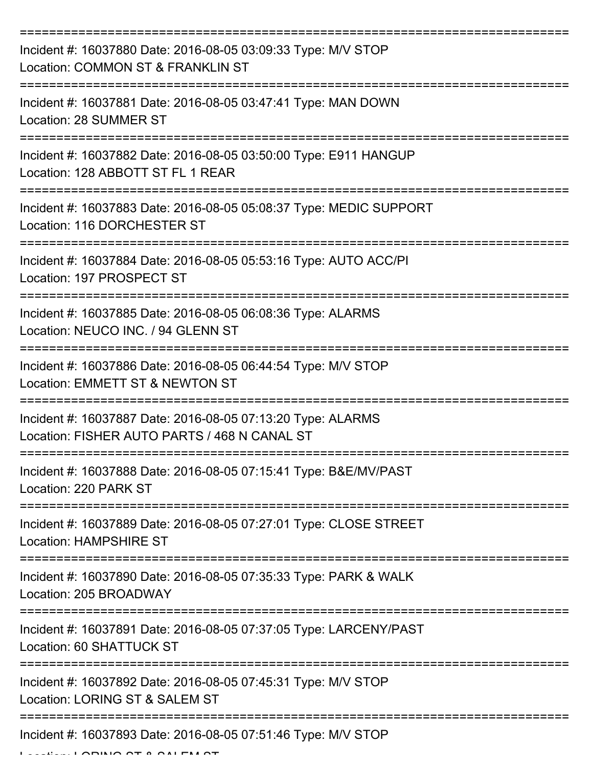Incident #: 16037880 Date: 2016-08-05 03:09:33 Type: M/V STOP
Location: COMMON ST & FRANKLIN ST

---

Incident #: 16037881 Date: 2016-08-05 03:47:41 Type: MAN DOWN
Location: 28 SUMMER ST

---

Incident #: 16037882 Date: 2016-08-05 03:50:00 Type: E911 HANGUP
Location: 128 ABBOTT ST FL 1 REAR

---

Incident #: 16037883 Date: 2016-08-05 05:08:37 Type: MEDIC SUPPORT
Location: 116 DORCHESTER ST

---

Incident #: 16037884 Date: 2016-08-05 05:53:16 Type: AUTO ACC/PI
Location: 197 PROSPECT ST

---

Incident #: 16037885 Date: 2016-08-05 06:08:36 Type: ALARMS
Location: NEUCO INC. / 94 GLENN ST

---

Incident #: 16037886 Date: 2016-08-05 06:44:54 Type: M/V STOP
Location: EMMETT ST & NEWTON ST

---

Incident #: 16037887 Date: 2016-08-05 07:13:20 Type: ALARMS
Location: FISHER AUTO PARTS / 468 N CANAL ST

---

Incident #: 16037888 Date: 2016-08-05 07:15:41 Type: B&E/MV/PAST
Location: 220 PARK ST

---

Incident #: 16037889 Date: 2016-08-05 07:27:01 Type: CLOSE STREET
Location: HAMPSHIRE ST

---

Incident #: 16037890 Date: 2016-08-05 07:35:33 Type: PARK & WALK
Location: 205 BROADWAY

---

Incident #: 16037891 Date: 2016-08-05 07:37:05 Type: LARCENY/PAST
Location: 60 SHATTUCK ST

---

Incident #: 16037892 Date: 2016-08-05 07:45:31 Type: M/V STOP
Location: LORING ST & SALEM ST

---

Incident #: 16037893 Date: 2016-08-05 07:51:46 Type: M/V STOP
Location: LORING ST & SALEM ST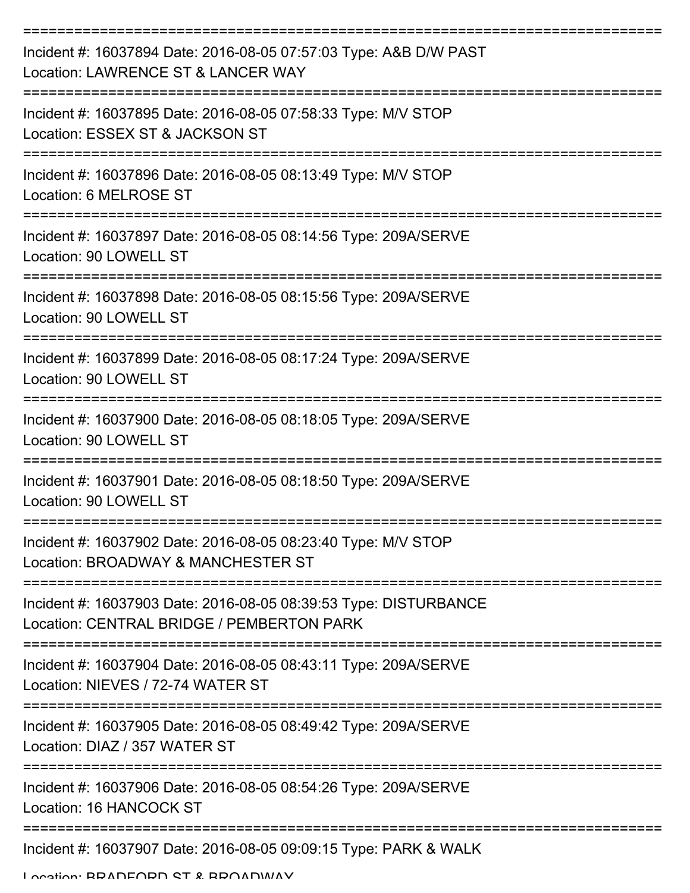===========================================================================

Incident #: 16037894 Date: 2016-08-05 07:57:03 Type: A&B D/W PAST
Location: LAWRENCE ST & LANCER WAY

===========================================================================

Incident #: 16037895 Date: 2016-08-05 07:58:33 Type: M/V STOP
Location: ESSEX ST & JACKSON ST

===========================================================================

Incident #: 16037896 Date: 2016-08-05 08:13:49 Type: M/V STOP
Location: 6 MELROSE ST

===========================================================================

Incident #: 16037897 Date: 2016-08-05 08:14:56 Type: 209A/SERVE
Location: 90 LOWELL ST

===========================================================================

Incident #: 16037898 Date: 2016-08-05 08:15:56 Type: 209A/SERVE
Location: 90 LOWELL ST

===========================================================================

Incident #: 16037899 Date: 2016-08-05 08:17:24 Type: 209A/SERVE
Location: 90 LOWELL ST

===========================================================================

Incident #: 16037900 Date: 2016-08-05 08:18:05 Type: 209A/SERVE
Location: 90 LOWELL ST

===========================================================================

Incident #: 16037901 Date: 2016-08-05 08:18:50 Type: 209A/SERVE
Location: 90 LOWELL ST

===========================================================================

Incident #: 16037902 Date: 2016-08-05 08:23:40 Type: M/V STOP
Location: BROADWAY & MANCHESTER ST

===========================================================================

Incident #: 16037903 Date: 2016-08-05 08:39:53 Type: DISTURBANCE
Location: CENTRAL BRIDGE / PEMBERTON PARK

===========================================================================

Incident #: 16037904 Date: 2016-08-05 08:43:11 Type: 209A/SERVE
Location: NIEVES / 72-74 WATER ST

===========================================================================

Incident #: 16037905 Date: 2016-08-05 08:49:42 Type: 209A/SERVE
Location: DIAZ / 357 WATER ST

===========================================================================

Incident #: 16037906 Date: 2016-08-05 08:54:26 Type: 209A/SERVE
Location: 16 HANCOCK ST

===========================================================================

Incident #: 16037907 Date: 2016-08-05 09:09:15 Type: PARK & WALK
Location: BRADFORD ST & BROADWAY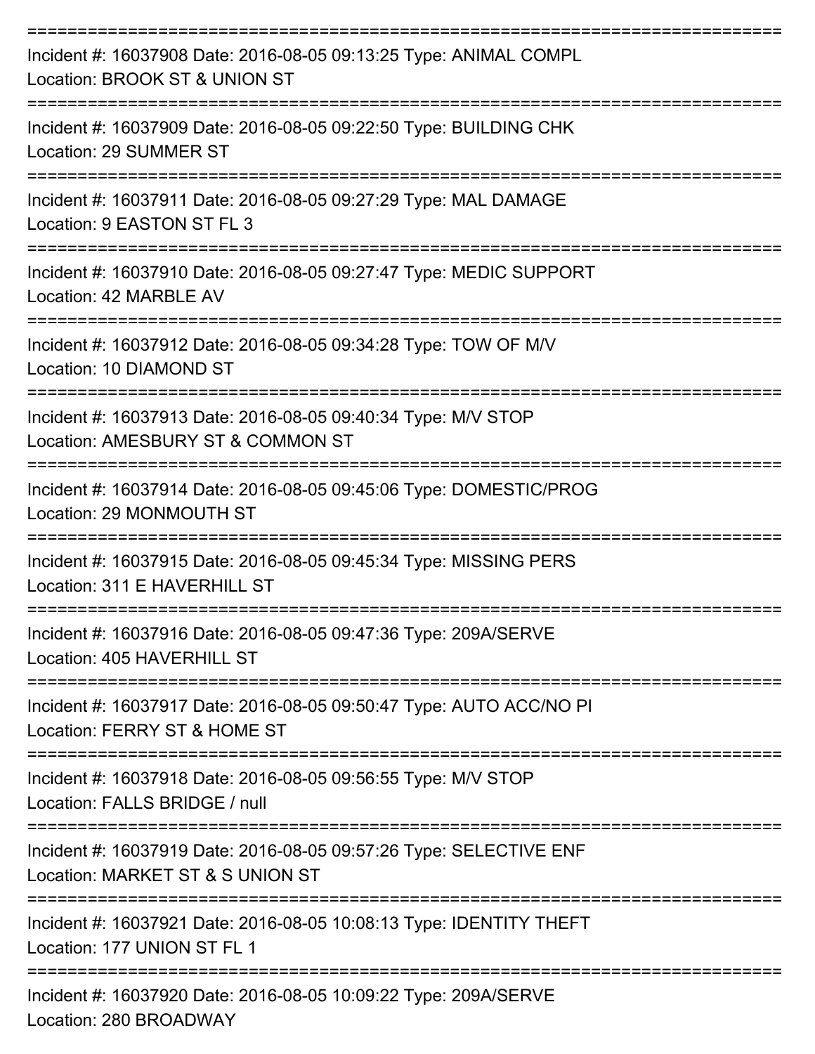===========================================================================

Incident #: 16037908 Date: 2016-08-05 09:13:25 Type: ANIMAL COMPL

Location: BROOK ST & UNION ST

===========================================================================

Incident #: 16037909 Date: 2016-08-05 09:22:50 Type: BUILDING CHK

Location: 29 SUMMER ST

===========================================================================

Incident #: 16037911 Date: 2016-08-05 09:27:29 Type: MAL DAMAGE

Location: 9 EASTON ST FL 3

===========================================================================

Incident #: 16037910 Date: 2016-08-05 09:27:47 Type: MEDIC SUPPORT

Location: 42 MARBLE AV

===========================================================================

Incident #: 16037912 Date: 2016-08-05 09:34:28 Type: TOW OF M/V

Location: 10 DIAMOND ST

===========================================================================

Incident #: 16037913 Date: 2016-08-05 09:40:34 Type: M/V STOP

Location: AMESBURY ST & COMMON ST

===========================================================================

Incident #: 16037914 Date: 2016-08-05 09:45:06 Type: DOMESTIC/PROG

Location: 29 MONMOUTH ST

===========================================================================

Incident #: 16037915 Date: 2016-08-05 09:45:34 Type: MISSING PERS

Location: 311 E HAVERHILL ST

===========================================================================

Incident #: 16037916 Date: 2016-08-05 09:47:36 Type: 209A/SERVE

Location: 405 HAVERHILL ST

===========================================================================

Incident #: 16037917 Date: 2016-08-05 09:50:47 Type: AUTO ACC/NO PI

Location: FERRY ST & HOME ST

===========================================================================

Incident #: 16037918 Date: 2016-08-05 09:56:55 Type: M/V STOP

Location: FALLS BRIDGE / null

===========================================================================

Incident #: 16037919 Date: 2016-08-05 09:57:26 Type: SELECTIVE ENF

Location: MARKET ST & S UNION ST

===========================================================================

Incident #: 16037921 Date: 2016-08-05 10:08:13 Type: IDENTITY THEFT

Location: 177 UNION ST FL 1

===========================================================================

Incident #: 16037920 Date: 2016-08-05 10:09:22 Type: 209A/SERVE

Location: 280 BROADWAY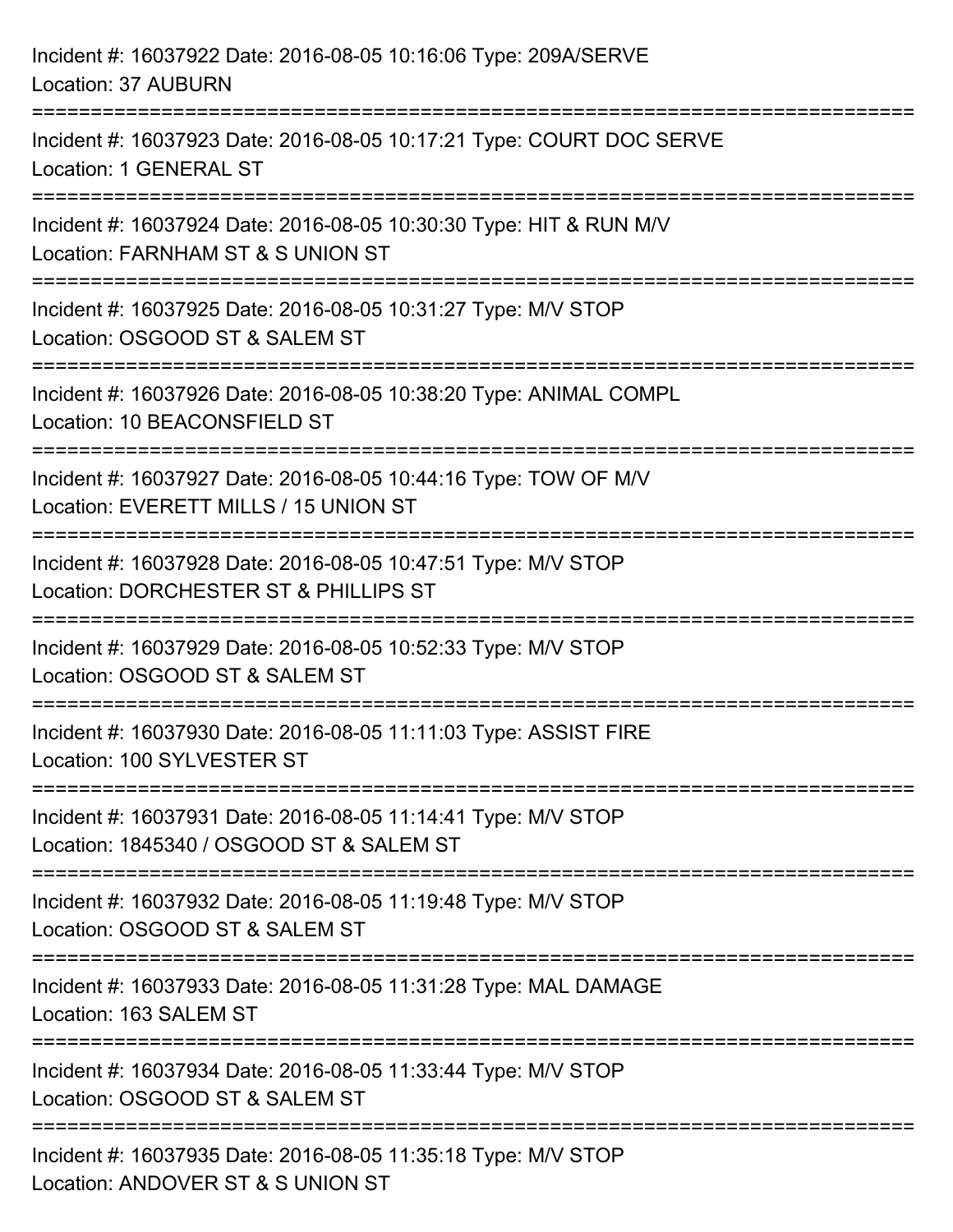Incident #: 16037922 Date: 2016-08-05 10:16:06 Type: 209A/SERVE
Location: 37 AUBURN

===========================================================================

Incident #: 16037923 Date: 2016-08-05 10:17:21 Type: COURT DOC SERVE
Location: 1 GENERAL ST

===========================================================================

Incident #: 16037924 Date: 2016-08-05 10:30:30 Type: HIT & RUN M/V
Location: FARNHAM ST & S UNION ST

===========================================================================

Incident #: 16037925 Date: 2016-08-05 10:31:27 Type: M/V STOP
Location: OSGOOD ST & SALEM ST

===========================================================================

Incident #: 16037926 Date: 2016-08-05 10:38:20 Type: ANIMAL COMPL
Location: 10 BEACONSFIELD ST

===========================================================================

Incident #: 16037927 Date: 2016-08-05 10:44:16 Type: TOW OF M/V
Location: EVERETT MILLS / 15 UNION ST

===========================================================================

Incident #: 16037928 Date: 2016-08-05 10:47:51 Type: M/V STOP
Location: DORCHESTER ST & PHILLIPS ST

===========================================================================

Incident #: 16037929 Date: 2016-08-05 10:52:33 Type: M/V STOP
Location: OSGOOD ST & SALEM ST

===========================================================================

Incident #: 16037930 Date: 2016-08-05 11:11:03 Type: ASSIST FIRE
Location: 100 SYLVESTER ST

===========================================================================

Incident #: 16037931 Date: 2016-08-05 11:14:41 Type: M/V STOP
Location: 1845340 / OSGOOD ST & SALEM ST

===========================================================================

Incident #: 16037932 Date: 2016-08-05 11:19:48 Type: M/V STOP
Location: OSGOOD ST & SALEM ST

===========================================================================

Incident #: 16037933 Date: 2016-08-05 11:31:28 Type: MAL DAMAGE
Location: 163 SALEM ST

===========================================================================

Incident #: 16037934 Date: 2016-08-05 11:33:44 Type: M/V STOP
Location: OSGOOD ST & SALEM ST

===========================================================================

Incident #: 16037935 Date: 2016-08-05 11:35:18 Type: M/V STOP
Location: ANDOVER ST & S UNION ST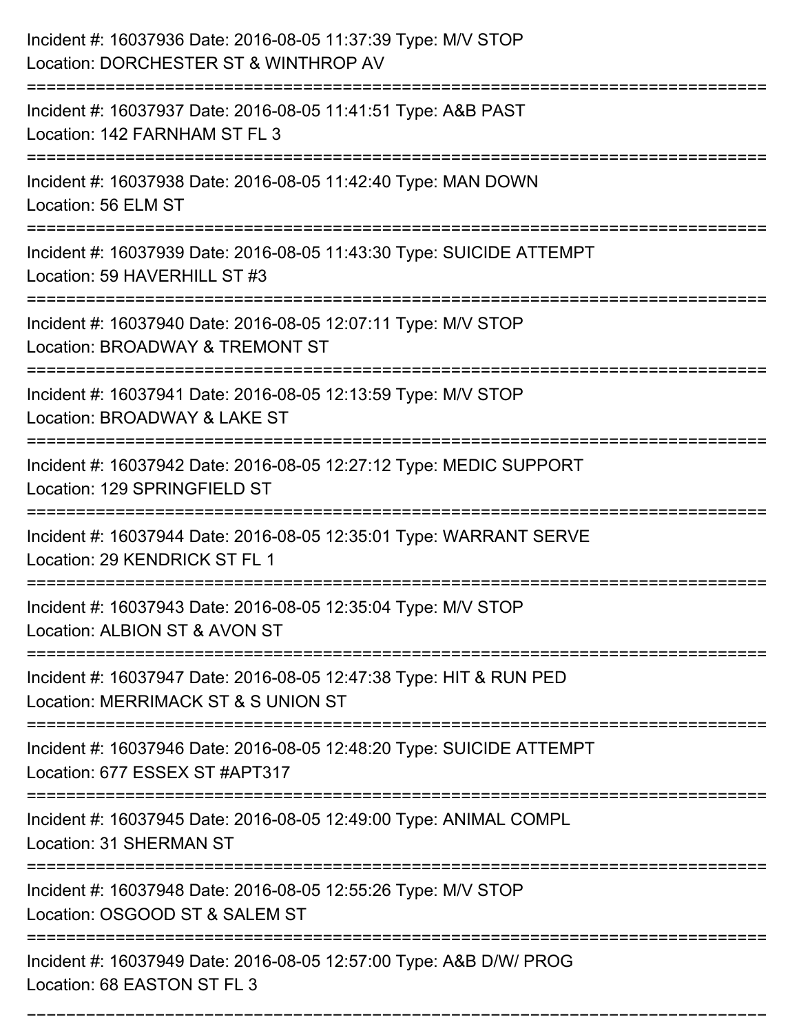Incident #: 16037936 Date: 2016-08-05 11:37:39 Type: M/V STOP
Location: DORCHESTER ST & WINTHROP AV

===========================================================================

Incident #: 16037937 Date: 2016-08-05 11:41:51 Type: A&B PAST
Location: 142 FARNHAM ST FL 3

===========================================================================

Incident #: 16037938 Date: 2016-08-05 11:42:40 Type: MAN DOWN
Location: 56 ELM ST

===========================================================================

Incident #: 16037939 Date: 2016-08-05 11:43:30 Type: SUICIDE ATTEMPT
Location: 59 HAVERHILL ST #3

===========================================================================

Incident #: 16037940 Date: 2016-08-05 12:07:11 Type: M/V STOP
Location: BROADWAY & TREMONT ST

===========================================================================

Incident #: 16037941 Date: 2016-08-05 12:13:59 Type: M/V STOP
Location: BROADWAY & LAKE ST

===========================================================================

Incident #: 16037942 Date: 2016-08-05 12:27:12 Type: MEDIC SUPPORT
Location: 129 SPRINGFIELD ST

===========================================================================

Incident #: 16037944 Date: 2016-08-05 12:35:01 Type: WARRANT SERVE
Location: 29 KENDRICK ST FL 1

===========================================================================

Incident #: 16037943 Date: 2016-08-05 12:35:04 Type: M/V STOP
Location: ALBION ST & AVON ST

===========================================================================

Incident #: 16037947 Date: 2016-08-05 12:47:38 Type: HIT & RUN PED
Location: MERRIMACK ST & S UNION ST

===========================================================================

Incident #: 16037946 Date: 2016-08-05 12:48:20 Type: SUICIDE ATTEMPT
Location: 677 ESSEX ST #APT317

===========================================================================

Incident #: 16037945 Date: 2016-08-05 12:49:00 Type: ANIMAL COMPL
Location: 31 SHERMAN ST

===========================================================================

Incident #: 16037948 Date: 2016-08-05 12:55:26 Type: M/V STOP
Location: OSGOOD ST & SALEM ST

===========================================================================

Incident #: 16037949 Date: 2016-08-05 12:57:00 Type: A&B D/W/ PROG
Location: 68 EASTON ST FL 3

===========================================================================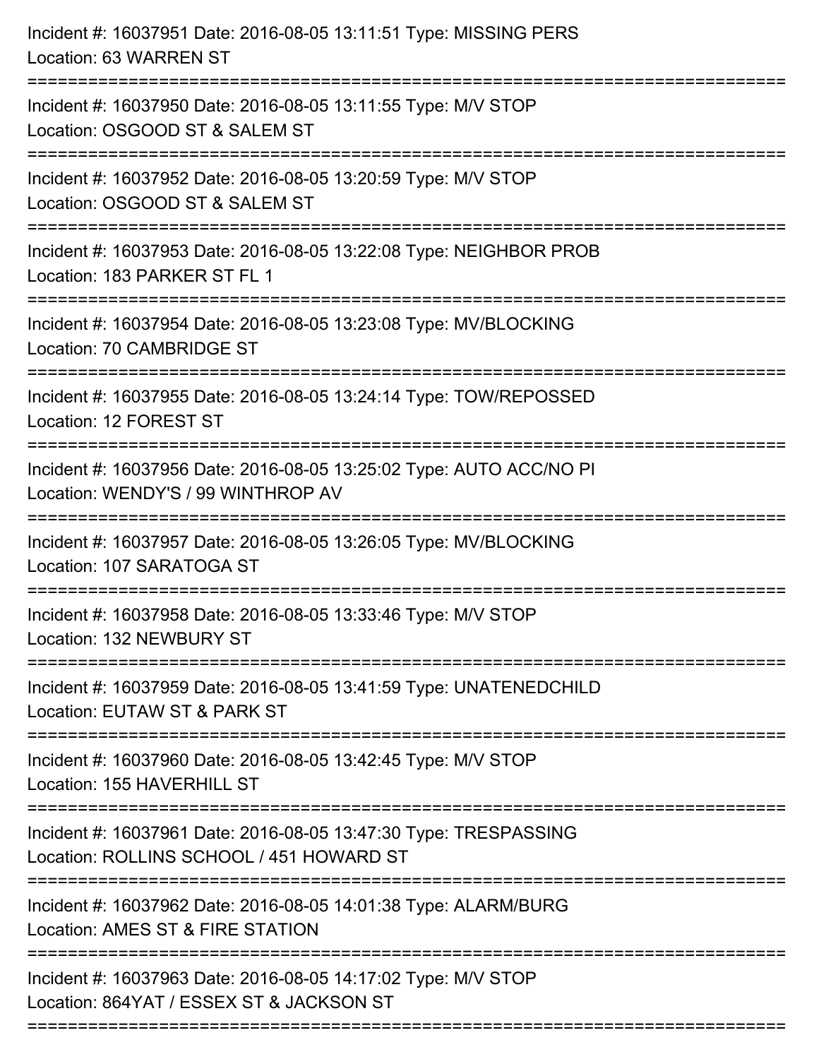Incident #: 16037951 Date: 2016-08-05 13:11:51 Type: MISSING PERS
Location: 63 WARREN ST

===========================================================================

Incident #: 16037950 Date: 2016-08-05 13:11:55 Type: M/V STOP
Location: OSGOOD ST & SALEM ST

===========================================================================

Incident #: 16037952 Date: 2016-08-05 13:20:59 Type: M/V STOP
Location: OSGOOD ST & SALEM ST

===========================================================================

Incident #: 16037953 Date: 2016-08-05 13:22:08 Type: NEIGHBOR PROB
Location: 183 PARKER ST FL 1

===========================================================================

Incident #: 16037954 Date: 2016-08-05 13:23:08 Type: MV/BLOCKING
Location: 70 CAMBRIDGE ST

===========================================================================

Incident #: 16037955 Date: 2016-08-05 13:24:14 Type: TOW/REPOSSED
Location: 12 FOREST ST

===========================================================================

Incident #: 16037956 Date: 2016-08-05 13:25:02 Type: AUTO ACC/NO PI
Location: WENDY'S / 99 WINTHROP AV

===========================================================================

Incident #: 16037957 Date: 2016-08-05 13:26:05 Type: MV/BLOCKING
Location: 107 SARATOGA ST

===========================================================================

Incident #: 16037958 Date: 2016-08-05 13:33:46 Type: M/V STOP
Location: 132 NEWBURY ST

===========================================================================

Incident #: 16037959 Date: 2016-08-05 13:41:59 Type: UNATENEDCHILD
Location: EUTAW ST & PARK ST

===========================================================================

Incident #: 16037960 Date: 2016-08-05 13:42:45 Type: M/V STOP
Location: 155 HAVERHILL ST

===========================================================================

Incident #: 16037961 Date: 2016-08-05 13:47:30 Type: TRESPASSING
Location: ROLLINS SCHOOL / 451 HOWARD ST

===========================================================================

Incident #: 16037962 Date: 2016-08-05 14:01:38 Type: ALARM/BURG
Location: AMES ST & FIRE STATION

===========================================================================

Incident #: 16037963 Date: 2016-08-05 14:17:02 Type: M/V STOP
Location: 864YAT / ESSEX ST & JACKSON ST

===========================================================================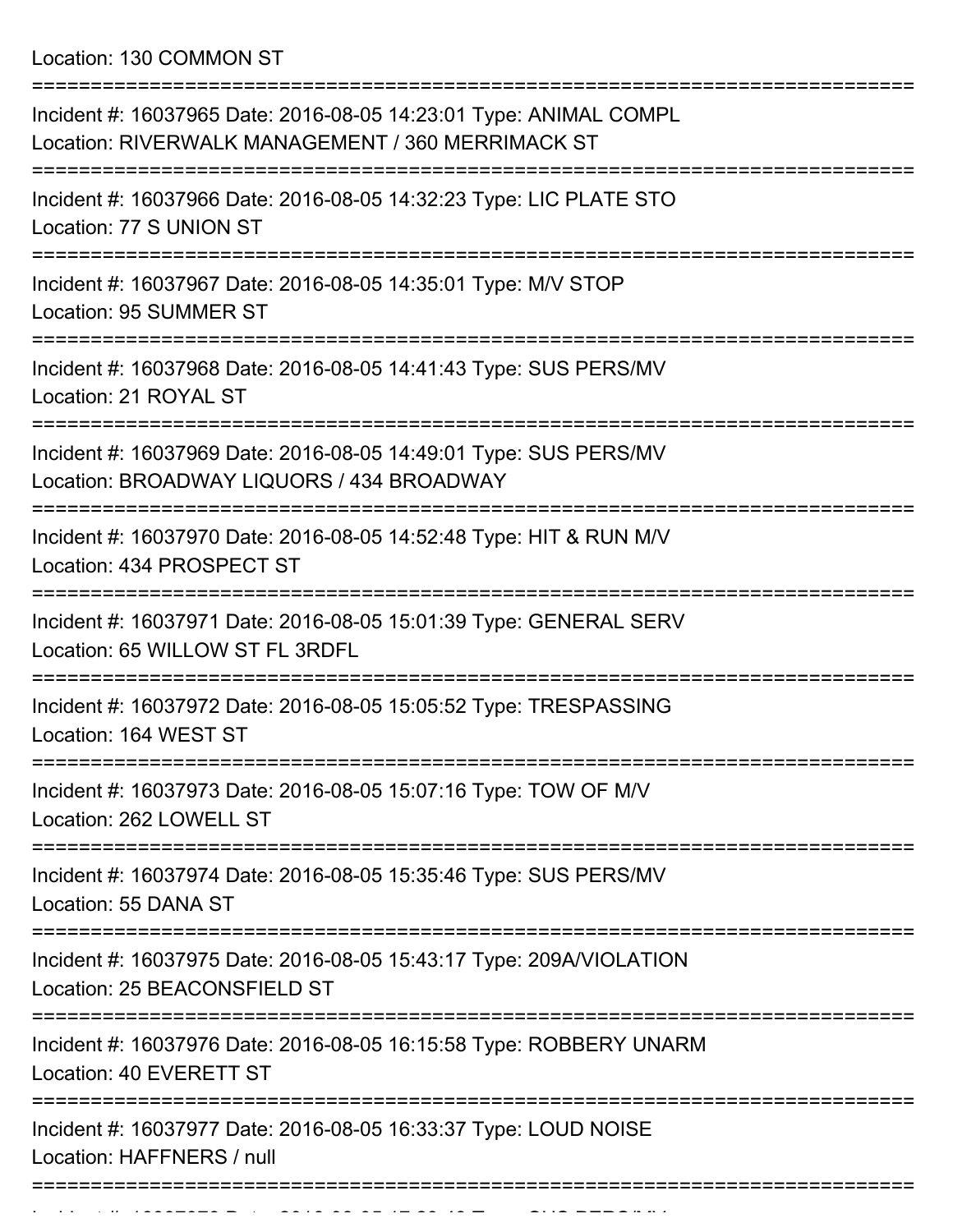Location: 130 COMMON ST

===========================================================================

Incident #: 16037965 Date: 2016-08-05 14:23:01 Type: ANIMAL COMPL
Location: RIVERWALK MANAGEMENT / 360 MERRIMACK ST

===========================================================================

Incident #: 16037966 Date: 2016-08-05 14:32:23 Type: LIC PLATE STO
Location: 77 S UNION ST

===========================================================================

Incident #: 16037967 Date: 2016-08-05 14:35:01 Type: M/V STOP
Location: 95 SUMMER ST

===========================================================================

Incident #: 16037968 Date: 2016-08-05 14:41:43 Type: SUS PERS/MV
Location: 21 ROYAL ST

===========================================================================

Incident #: 16037969 Date: 2016-08-05 14:49:01 Type: SUS PERS/MV
Location: BROADWAY LIQUORS / 434 BROADWAY

===========================================================================

Incident #: 16037970 Date: 2016-08-05 14:52:48 Type: HIT & RUN M/V
Location: 434 PROSPECT ST

===========================================================================

Incident #: 16037971 Date: 2016-08-05 15:01:39 Type: GENERAL SERV
Location: 65 WILLOW ST FL 3RDFL

===========================================================================

Incident #: 16037972 Date: 2016-08-05 15:05:52 Type: TRESPASSING
Location: 164 WEST ST

===========================================================================

Incident #: 16037973 Date: 2016-08-05 15:07:16 Type: TOW OF M/V
Location: 262 LOWELL ST

===========================================================================

Incident #: 16037974 Date: 2016-08-05 15:35:46 Type: SUS PERS/MV
Location: 55 DANA ST

===========================================================================

Incident #: 16037975 Date: 2016-08-05 15:43:17 Type: 209A/VIOLATION
Location: 25 BEACONSFIELD ST

===========================================================================

Incident #: 16037976 Date: 2016-08-05 16:15:58 Type: ROBBERY UNARM
Location: 40 EVERETT ST

===========================================================================

Incident #: 16037977 Date: 2016-08-05 16:33:37 Type: LOUD NOISE
Location: HAFFNERS / null

===========================================================================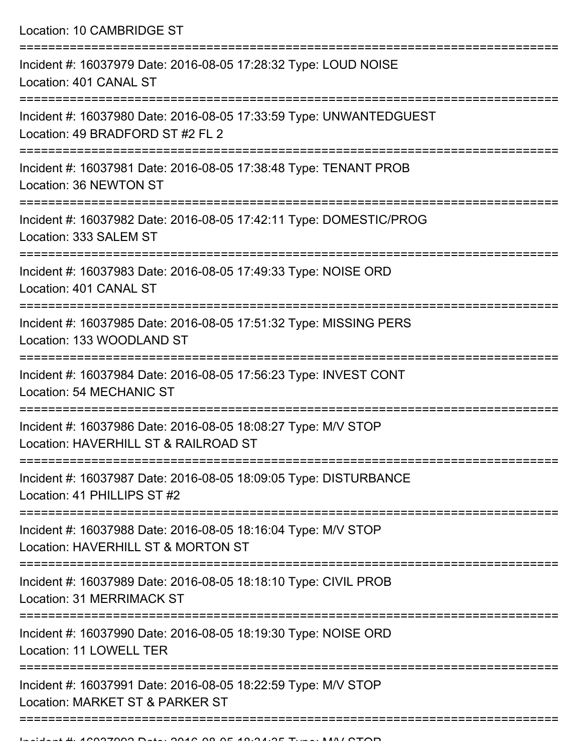Location: 10 CAMBRIDGE ST

===========================================================================

Incident #: 16037979 Date: 2016-08-05 17:28:32 Type: LOUD NOISE
Location: 401 CANAL ST

===========================================================================

Incident #: 16037980 Date: 2016-08-05 17:33:59 Type: UNWANTEDGUEST
Location: 49 BRADFORD ST #2 FL 2

===========================================================================

Incident #: 16037981 Date: 2016-08-05 17:38:48 Type: TENANT PROB
Location: 36 NEWTON ST

===========================================================================

Incident #: 16037982 Date: 2016-08-05 17:42:11 Type: DOMESTIC/PROG
Location: 333 SALEM ST

===========================================================================

Incident #: 16037983 Date: 2016-08-05 17:49:33 Type: NOISE ORD
Location: 401 CANAL ST

===========================================================================

Incident #: 16037985 Date: 2016-08-05 17:51:32 Type: MISSING PERS
Location: 133 WOODLAND ST

===========================================================================

Incident #: 16037984 Date: 2016-08-05 17:56:23 Type: INVEST CONT
Location: 54 MECHANIC ST

===========================================================================

Incident #: 16037986 Date: 2016-08-05 18:08:27 Type: M/V STOP
Location: HAVERHILL ST & RAILROAD ST

===========================================================================

Incident #: 16037987 Date: 2016-08-05 18:09:05 Type: DISTURBANCE
Location: 41 PHILLIPS ST #2

===========================================================================

Incident #: 16037988 Date: 2016-08-05 18:16:04 Type: M/V STOP
Location: HAVERHILL ST & MORTON ST

===========================================================================

Incident #: 16037989 Date: 2016-08-05 18:18:10 Type: CIVIL PROB
Location: 31 MERRIMACK ST

===========================================================================

Incident #: 16037990 Date: 2016-08-05 18:19:30 Type: NOISE ORD
Location: 11 LOWELL TER

===========================================================================

Incident #: 16037991 Date: 2016-08-05 18:22:59 Type: M/V STOP
Location: MARKET ST & PARKER ST

===========================================================================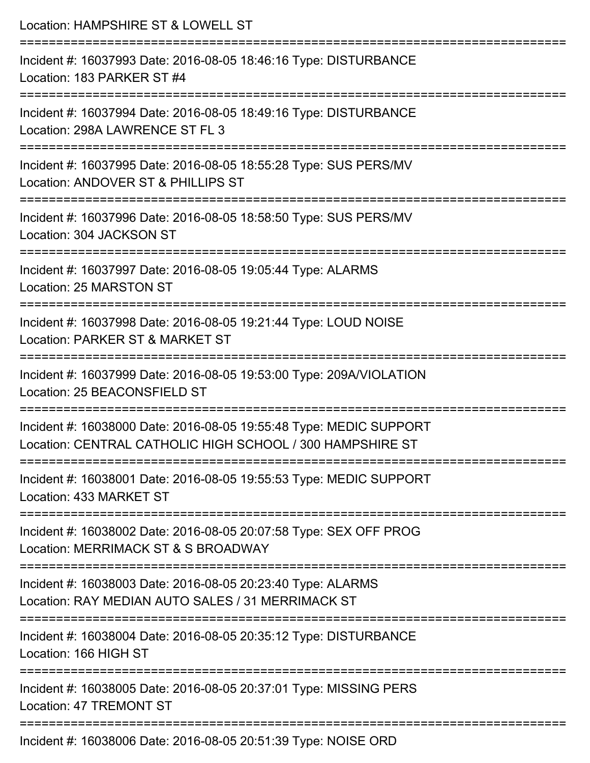Location: HAMPSHIRE ST & LOWELL ST

===========================================================================

Incident #: 16037993 Date: 2016-08-05 18:46:16 Type: DISTURBANCE
Location: 183 PARKER ST #4

===========================================================================

Incident #: 16037994 Date: 2016-08-05 18:49:16 Type: DISTURBANCE
Location: 298A LAWRENCE ST FL 3

===========================================================================

Incident #: 16037995 Date: 2016-08-05 18:55:28 Type: SUS PERS/MV
Location: ANDOVER ST & PHILLIPS ST

===========================================================================

Incident #: 16037996 Date: 2016-08-05 18:58:50 Type: SUS PERS/MV
Location: 304 JACKSON ST

===========================================================================

Incident #: 16037997 Date: 2016-08-05 19:05:44 Type: ALARMS
Location: 25 MARSTON ST

===========================================================================

Incident #: 16037998 Date: 2016-08-05 19:21:44 Type: LOUD NOISE
Location: PARKER ST & MARKET ST

===========================================================================

Incident #: 16037999 Date: 2016-08-05 19:53:00 Type: 209A/VIOLATION
Location: 25 BEACONSFIELD ST

===========================================================================

Incident #: 16038000 Date: 2016-08-05 19:55:48 Type: MEDIC SUPPORT
Location: CENTRAL CATHOLIC HIGH SCHOOL / 300 HAMPSHIRE ST

===========================================================================

Incident #: 16038001 Date: 2016-08-05 19:55:53 Type: MEDIC SUPPORT
Location: 433 MARKET ST

===========================================================================

Incident #: 16038002 Date: 2016-08-05 20:07:58 Type: SEX OFF PROG
Location: MERRIMACK ST & S BROADWAY

===========================================================================

Incident #: 16038003 Date: 2016-08-05 20:23:40 Type: ALARMS
Location: RAY MEDIAN AUTO SALES / 31 MERRIMACK ST

===========================================================================

Incident #: 16038004 Date: 2016-08-05 20:35:12 Type: DISTURBANCE
Location: 166 HIGH ST

===========================================================================

Incident #: 16038005 Date: 2016-08-05 20:37:01 Type: MISSING PERS
Location: 47 TREMONT ST

===========================================================================

Incident #: 16038006 Date: 2016-08-05 20:51:39 Type: NOISE ORD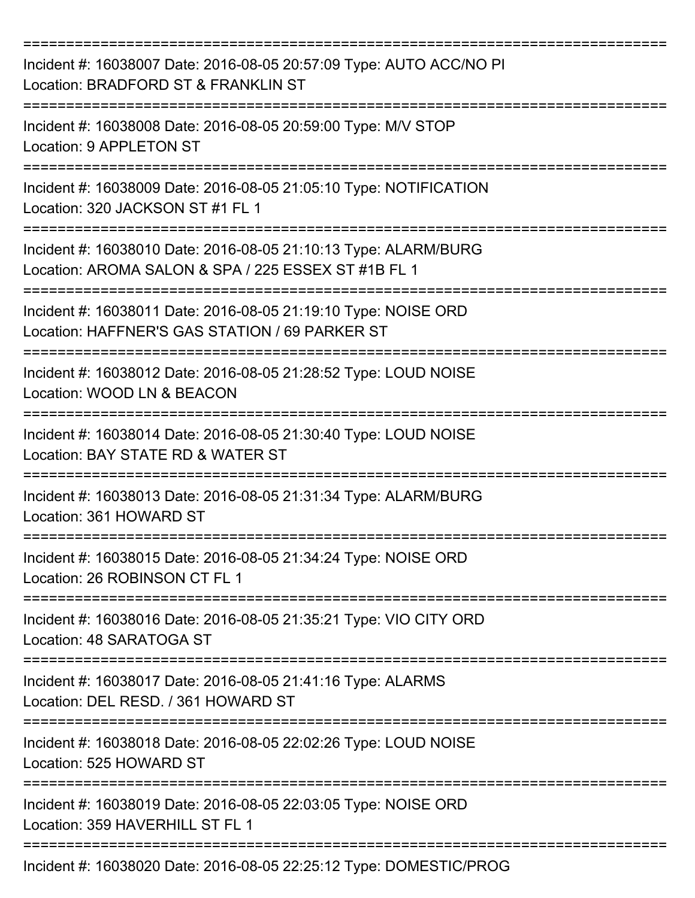===========================================================================
Incident #: 16038007 Date: 2016-08-05 20:57:09 Type: AUTO ACC/NO PI
Location: BRADFORD ST & FRANKLIN ST
===========================================================================
Incident #: 16038008 Date: 2016-08-05 20:59:00 Type: M/V STOP
Location: 9 APPLETON ST
===========================================================================
Incident #: 16038009 Date: 2016-08-05 21:05:10 Type: NOTIFICATION
Location: 320 JACKSON ST #1 FL 1
===========================================================================
Incident #: 16038010 Date: 2016-08-05 21:10:13 Type: ALARM/BURG
Location: AROMA SALON & SPA / 225 ESSEX ST #1B FL 1
===========================================================================
Incident #: 16038011 Date: 2016-08-05 21:19:10 Type: NOISE ORD
Location: HAFFNER'S GAS STATION / 69 PARKER ST
===========================================================================
Incident #: 16038012 Date: 2016-08-05 21:28:52 Type: LOUD NOISE
Location: WOOD LN & BEACON
===========================================================================
Incident #: 16038014 Date: 2016-08-05 21:30:40 Type: LOUD NOISE
Location: BAY STATE RD & WATER ST
===========================================================================
Incident #: 16038013 Date: 2016-08-05 21:31:34 Type: ALARM/BURG
Location: 361 HOWARD ST
===========================================================================
Incident #: 16038015 Date: 2016-08-05 21:34:24 Type: NOISE ORD
Location: 26 ROBINSON CT FL 1
===========================================================================
Incident #: 16038016 Date: 2016-08-05 21:35:21 Type: VIO CITY ORD
Location: 48 SARATOGA ST
===========================================================================
Incident #: 16038017 Date: 2016-08-05 21:41:16 Type: ALARMS
Location: DEL RESD. / 361 HOWARD ST
===========================================================================
Incident #: 16038018 Date: 2016-08-05 22:02:26 Type: LOUD NOISE
Location: 525 HOWARD ST
===========================================================================
Incident #: 16038019 Date: 2016-08-05 22:03:05 Type: NOISE ORD
Location: 359 HAVERHILL ST FL 1
===========================================================================
Incident #: 16038020 Date: 2016-08-05 22:25:12 Type: DOMESTIC/PROG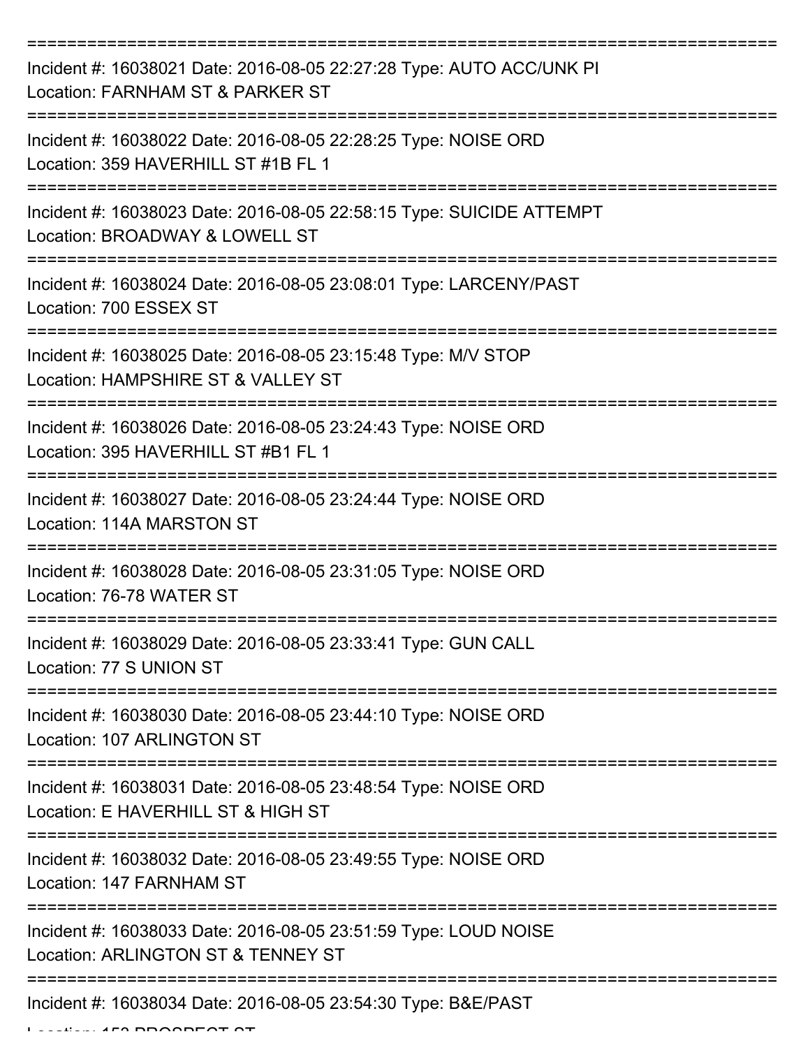===========================================================================

Incident #: 16038021 Date: 2016-08-05 22:27:28 Type: AUTO ACC/UNK PI
Location: FARNHAM ST & PARKER ST

===========================================================================

Incident #: 16038022 Date: 2016-08-05 22:28:25 Type: NOISE ORD
Location: 359 HAVERHILL ST #1B FL 1

===========================================================================

Incident #: 16038023 Date: 2016-08-05 22:58:15 Type: SUICIDE ATTEMPT
Location: BROADWAY & LOWELL ST

===========================================================================

Incident #: 16038024 Date: 2016-08-05 23:08:01 Type: LARCENY/PAST
Location: 700 ESSEX ST

===========================================================================

Incident #: 16038025 Date: 2016-08-05 23:15:48 Type: M/V STOP
Location: HAMPSHIRE ST & VALLEY ST

===========================================================================

Incident #: 16038026 Date: 2016-08-05 23:24:43 Type: NOISE ORD
Location: 395 HAVERHILL ST #B1 FL 1

===========================================================================

Incident #: 16038027 Date: 2016-08-05 23:24:44 Type: NOISE ORD
Location: 114A MARSTON ST

===========================================================================

Incident #: 16038028 Date: 2016-08-05 23:31:05 Type: NOISE ORD
Location: 76-78 WATER ST

===========================================================================

Incident #: 16038029 Date: 2016-08-05 23:33:41 Type: GUN CALL
Location: 77 S UNION ST

===========================================================================

Incident #: 16038030 Date: 2016-08-05 23:44:10 Type: NOISE ORD
Location: 107 ARLINGTON ST

===========================================================================

Incident #: 16038031 Date: 2016-08-05 23:48:54 Type: NOISE ORD
Location: E HAVERHILL ST & HIGH ST

===========================================================================

Incident #: 16038032 Date: 2016-08-05 23:49:55 Type: NOISE ORD
Location: 147 FARNHAM ST

===========================================================================

Incident #: 16038033 Date: 2016-08-05 23:51:59 Type: LOUD NOISE
Location: ARLINGTON ST & TENNEY ST

===========================================================================

Incident #: 16038034 Date: 2016-08-05 23:54:30 Type: B&E/PAST
Location: 153 PROSPECT ST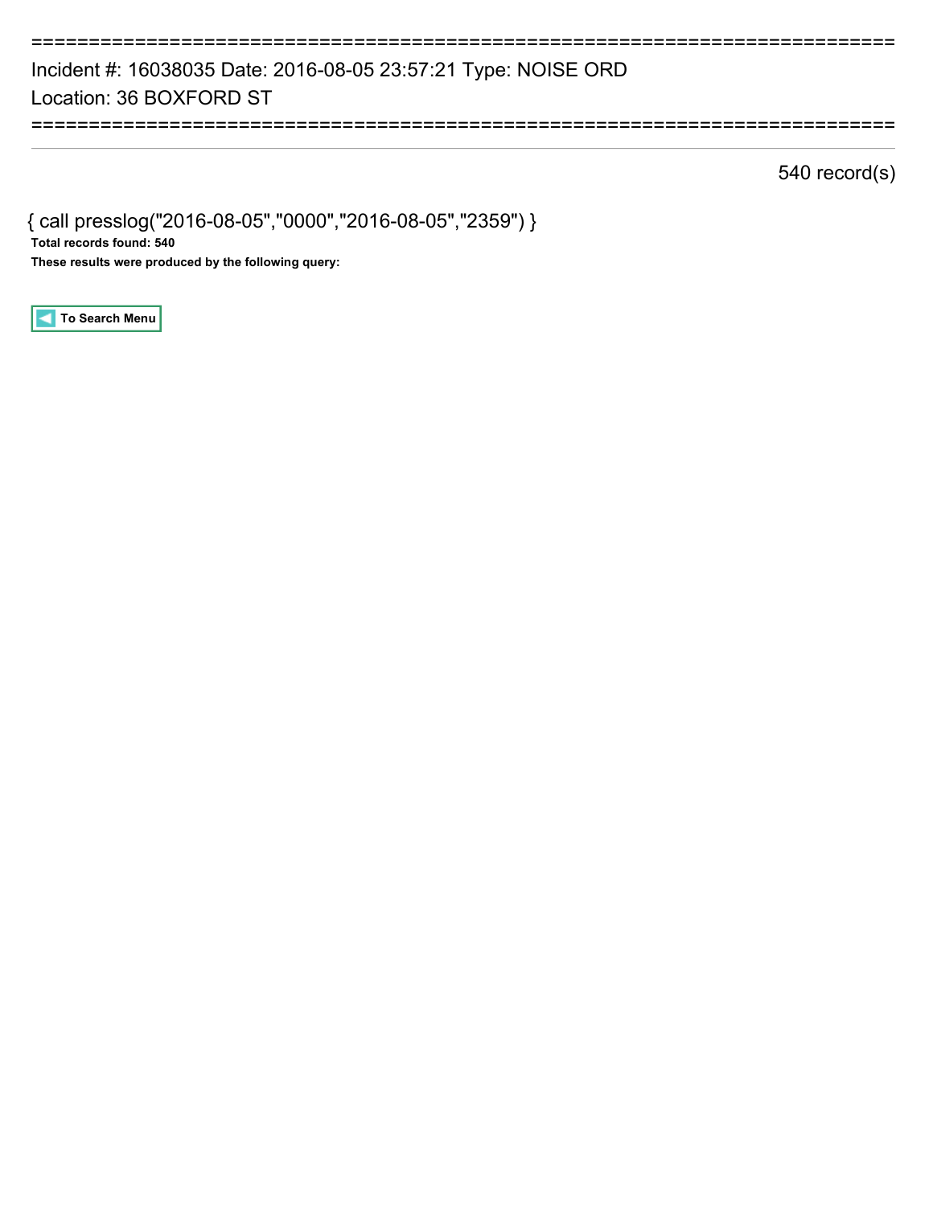===========================================================================
Incident #: 16038035 Date: 2016-08-05 23:57:21 Type: NOISE ORD
Location: 36 BOXFORD ST
===========================================================================

---

540 record(s)

{ call presslog("2016-08-05","0000","2016-08-05","2359") }

**Total records found: 540**

**These results were produced by the following query:**

To Search Menu